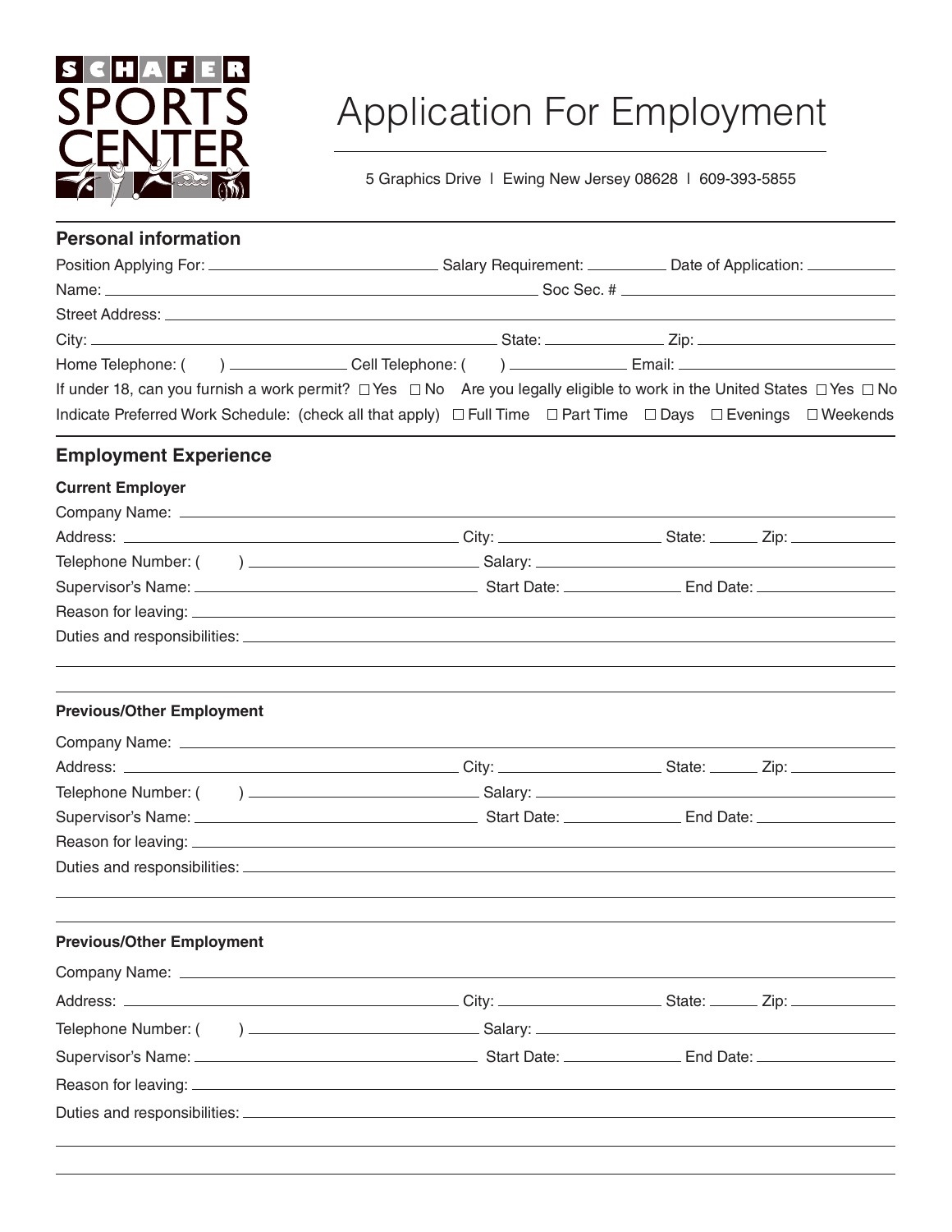# Schafer Sports Center

# Application For Employment

5 Graphics Drive | Ewing New Jersey 08628 | 609-393-5855

## Personal information

Position Applying For: ______________________ Salary Requirement: __________ Date of Application: __________

Name: ____________________________________________ Soc Sec. # ______________________

Street Address: ______________________________________________________________________

City: ______________________________________ State: ____________ Zip: ____________________

Home Telephone: (     ) ____________ Cell Telephone: (     ) ____________ Email: ____________________

If under 18, can you furnish a work permit? ☐ Yes ☐ No Are you legally eligible to work in the United States ☐ Yes ☐ No

Indicate Preferred Work Schedule: (check all that apply) ☐ Full Time ☐ Part Time ☐ Days ☐ Evenings ☐ Weekends

## Employment Experience

### Current Employer

Company Name: ______________________________________________________________________

Address: ____________________________________ City: ________________ State: ______ Zip: __________

Telephone Number: (     ) ________________________ Salary: ______________________________

Supervisor's Name: __________________________ Start Date: ____________ End Date: ______________

Reason for leaving: ____________________________________________________________________

Duties and responsibilities: _______________________________________________________________

______________________________________________________________________________________

______________________________________________________________________________________

### Previous/Other Employment

Company Name: ______________________________________________________________________

Address: ____________________________________ City: ________________ State: ______ Zip: __________

Telephone Number: (     ) ________________________ Salary: ______________________________

Supervisor's Name: __________________________ Start Date: ____________ End Date: ______________

Reason for leaving: ____________________________________________________________________

Duties and responsibilities: _______________________________________________________________

______________________________________________________________________________________

______________________________________________________________________________________

### Previous/Other Employment

Company Name: ______________________________________________________________________

Address: ____________________________________ City: ________________ State: ______ Zip: __________

Telephone Number: (     ) ________________________ Salary: ______________________________

Supervisor's Name: __________________________ Start Date: ____________ End Date: ______________

Reason for leaving: ____________________________________________________________________

Duties and responsibilities: _______________________________________________________________

______________________________________________________________________________________

______________________________________________________________________________________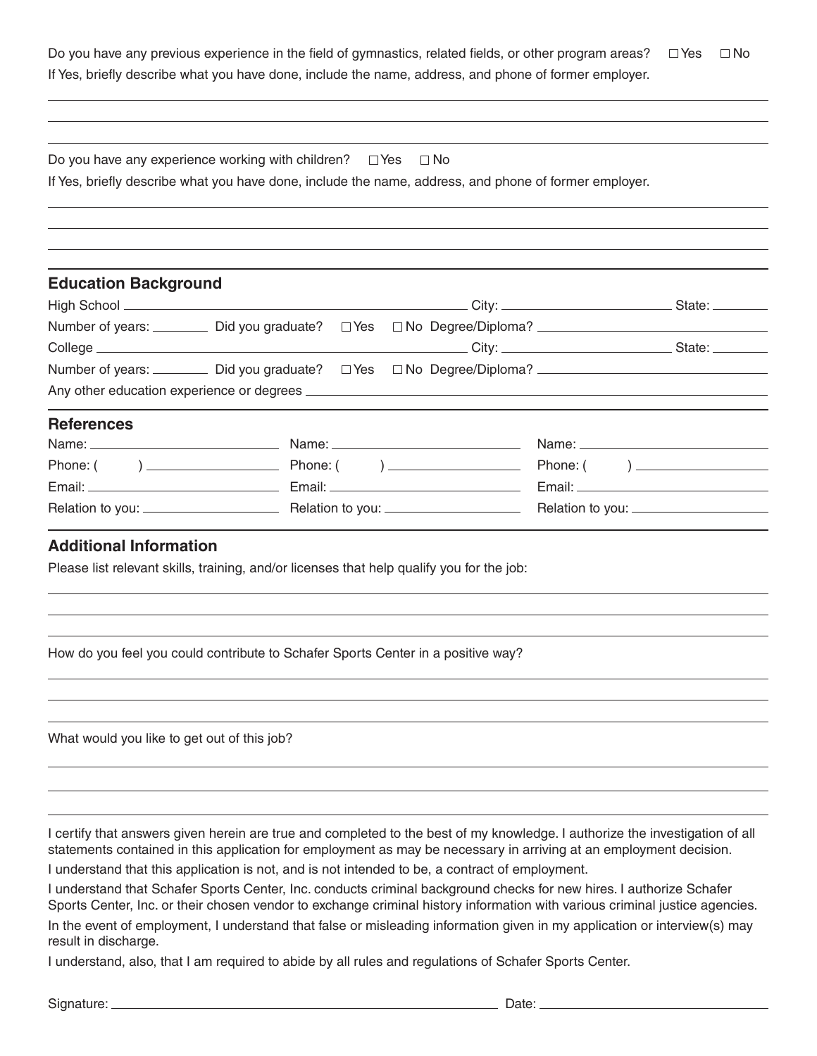Do you have any previous experience in the field of gymnastics, related fields, or other program areas? ☐ Yes ☐ No

If Yes, briefly describe what you have done, include the name, address, and phone of former employer.

Do you have any experience working with children? ☐ Yes ☐ No

If Yes, briefly describe what you have done, include the name, address, and phone of former employer.

## Education Background

High School \_\_\_\_\_\_\_\_\_\_ City: \_\_\_\_\_\_\_\_\_\_ State: \_\_\_\_\_\_

Number of years: \_\_\_\_\_\_ Did you graduate? ☐ Yes ☐ No Degree/Diploma? \_\_\_\_\_\_\_\_\_\_

College \_\_\_\_\_\_\_\_\_\_ City: \_\_\_\_\_\_\_\_\_\_ State: \_\_\_\_\_\_

Number of years: \_\_\_\_\_\_ Did you graduate? ☐ Yes ☐ No Degree/Diploma? \_\_\_\_\_\_\_\_\_\_

Any other education experience or degrees \_\_\_\_\_\_\_\_\_\_

## References

| | | |
|---|---|---|
| Name: | Name: | Name: |
| Phone: ( ) | Phone: ( ) | Phone: ( ) |
| Email: | Email: | Email: |
| Relation to you: | Relation to you: | Relation to you: |

## Additional Information

Please list relevant skills, training, and/or licenses that help qualify you for the job:

How do you feel you could contribute to Schafer Sports Center in a positive way?

What would you like to get out of this job?

I certify that answers given herein are true and completed to the best of my knowledge. I authorize the investigation of all statements contained in this application for employment as may be necessary in arriving at an employment decision.

I understand that this application is not, and is not intended to be, a contract of employment.

I understand that Schafer Sports Center, Inc. conducts criminal background checks for new hires. I authorize Schafer Sports Center, Inc. or their chosen vendor to exchange criminal history information with various criminal justice agencies.

In the event of employment, I understand that false or misleading information given in my application or interview(s) may result in discharge.

I understand, also, that I am required to abide by all rules and regulations of Schafer Sports Center.

Signature: \_\_\_\_\_\_\_\_\_\_ Date: \_\_\_\_\_\_\_\_\_\_